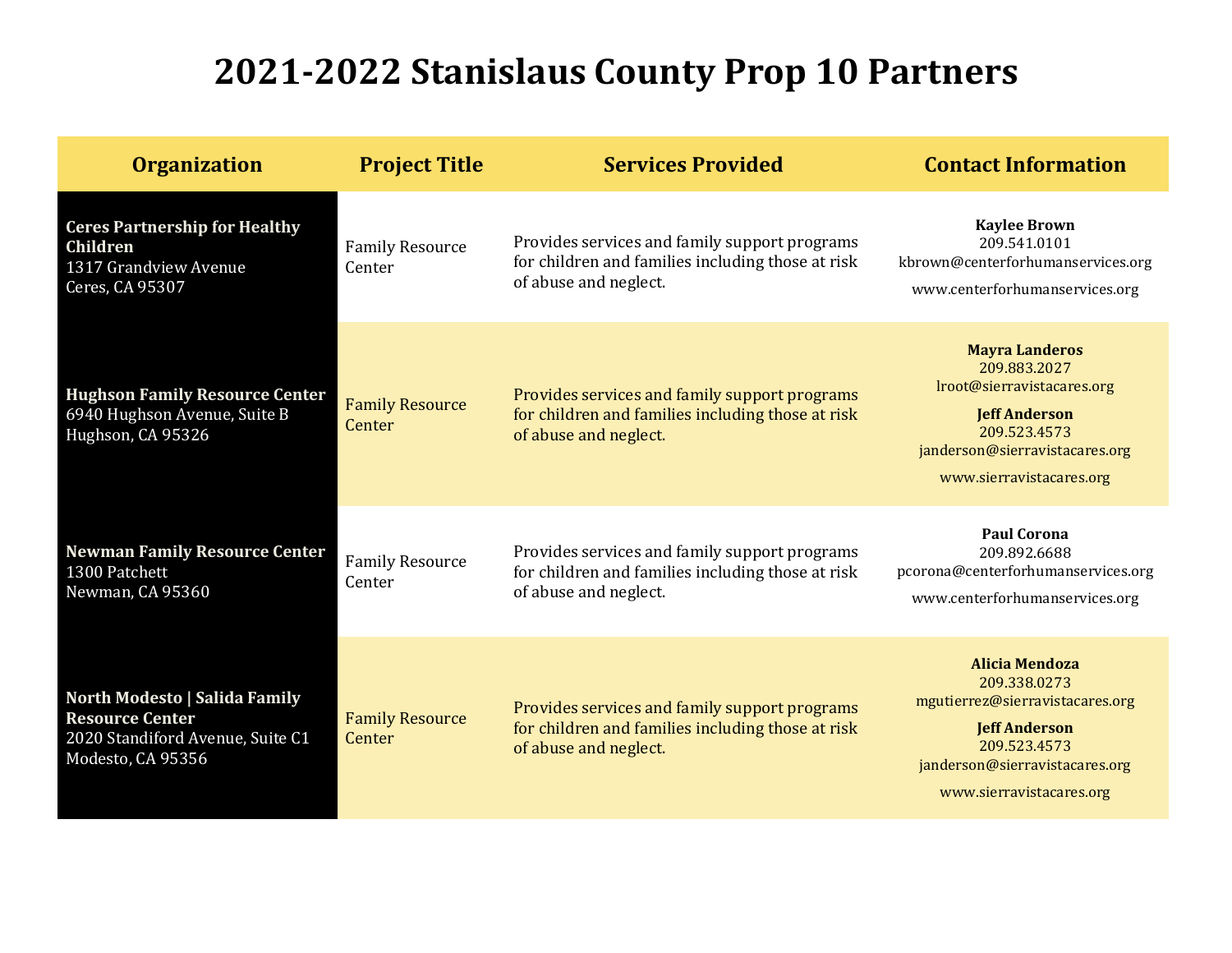# 2021-2022 Stanislaus County Prop 10 Partners

| Organization | Project Title | Services Provided | Contact Information |
|---|---|---|---|
| **Ceres Partnership for Healthy Children**<br>1317 Grandview Avenue<br>Ceres, CA 95307 | Family Resource Center | Provides services and family support programs for children and families including those at risk of abuse and neglect. | **Kaylee Brown**<br>209.541.0101<br>kbrown@centerforhumanservices.org<br>www.centerforhumanservices.org |
| **Hughson Family Resource Center**<br>6940 Hughson Avenue, Suite B<br>Hughson, CA 95326 | Family Resource Center | Provides services and family support programs for children and families including those at risk of abuse and neglect. | **Mayra Landeros**<br>209.883.2027<br>lroot@sierravistacares.org<br>**Jeff Anderson**<br>209.523.4573<br>janderson@sierravistacares.org<br>www.sierravistacares.org |
| **Newman Family Resource Center**<br>1300 Patchett<br>Newman, CA 95360 | Family Resource Center | Provides services and family support programs for children and families including those at risk of abuse and neglect. | **Paul Corona**<br>209.892.6688<br>pcorona@centerforhumanservices.org<br>www.centerforhumanservices.org |
| **North Modesto \| Salida Family Resource Center**<br>2020 Standiford Avenue, Suite C1<br>Modesto, CA 95356 | Family Resource Center | Provides services and family support programs for children and families including those at risk of abuse and neglect. | **Alicia Mendoza**<br>209.338.0273<br>mgutierrez@sierravistacares.org<br>**Jeff Anderson**<br>209.523.4573<br>janderson@sierravistacares.org<br>www.sierravistacares.org |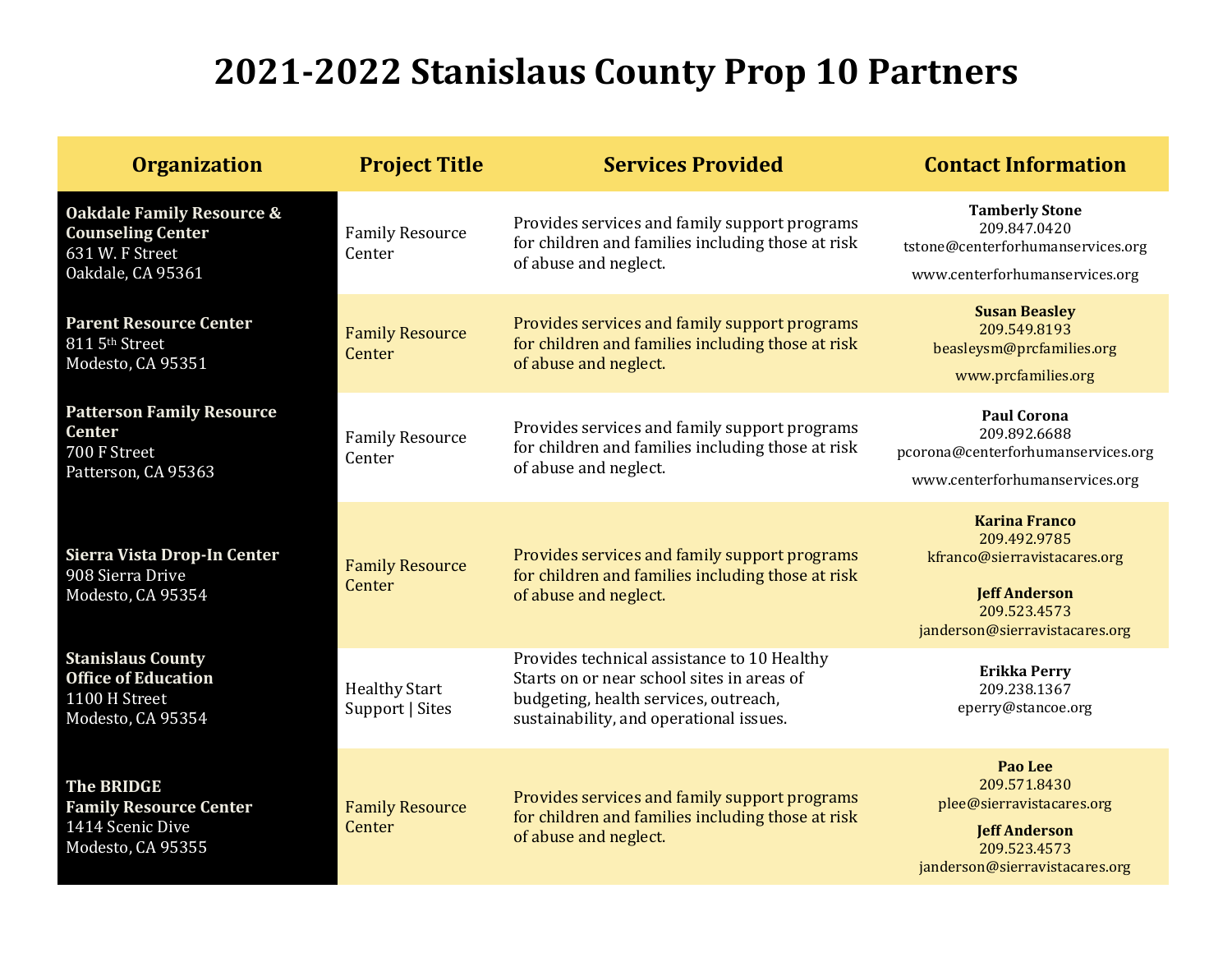# 2021-2022 Stanislaus County Prop 10 Partners

| Organization | Project Title | Services Provided | Contact Information |
|---|---|---|---|
| **Oakdale Family Resource & Counseling Center**<br>631 W. F Street<br>Oakdale, CA 95361 | Family Resource Center | Provides services and family support programs for children and families including those at risk of abuse and neglect. | **Tamberly Stone**<br>209.847.0420<br>tstone@centerforhumanservices.org<br>www.centerforhumanservices.org |
| **Parent Resource Center**<br>811 5th Street<br>Modesto, CA 95351 | Family Resource Center | Provides services and family support programs for children and families including those at risk of abuse and neglect. | **Susan Beasley**<br>209.549.8193<br>beasleysm@prcfamilies.org<br>www.prcfamilies.org |
| **Patterson Family Resource Center**<br>700 F Street<br>Patterson, CA 95363 | Family Resource Center | Provides services and family support programs for children and families including those at risk of abuse and neglect. | **Paul Corona**<br>209.892.6688<br>pcorona@centerforhumanservices.org<br>www.centerforhumanservices.org |
| **Sierra Vista Drop-In Center**<br>908 Sierra Drive<br>Modesto, CA 95354 | Family Resource Center | Provides services and family support programs for children and families including those at risk of abuse and neglect. | **Karina Franco**<br>209.492.9785<br>kfranco@sierravistacares.org<br>**Jeff Anderson**<br>209.523.4573<br>janderson@sierravistacares.org |
| **Stanislaus County Office of Education**<br>1100 H Street<br>Modesto, CA 95354 | Healthy Start Support \| Sites | Provides technical assistance to 10 Healthy Starts on or near school sites in areas of budgeting, health services, outreach, sustainability, and operational issues. | **Erikka Perry**<br>209.238.1367<br>eperry@stancoe.org |
| **The BRIDGE Family Resource Center**<br>1414 Scenic Dive<br>Modesto, CA 95355 | Family Resource Center | Provides services and family support programs for children and families including those at risk of abuse and neglect. | **Pao Lee**<br>209.571.8430<br>plee@sierravistacares.org<br>**Jeff Anderson**<br>209.523.4573<br>janderson@sierravistacares.org |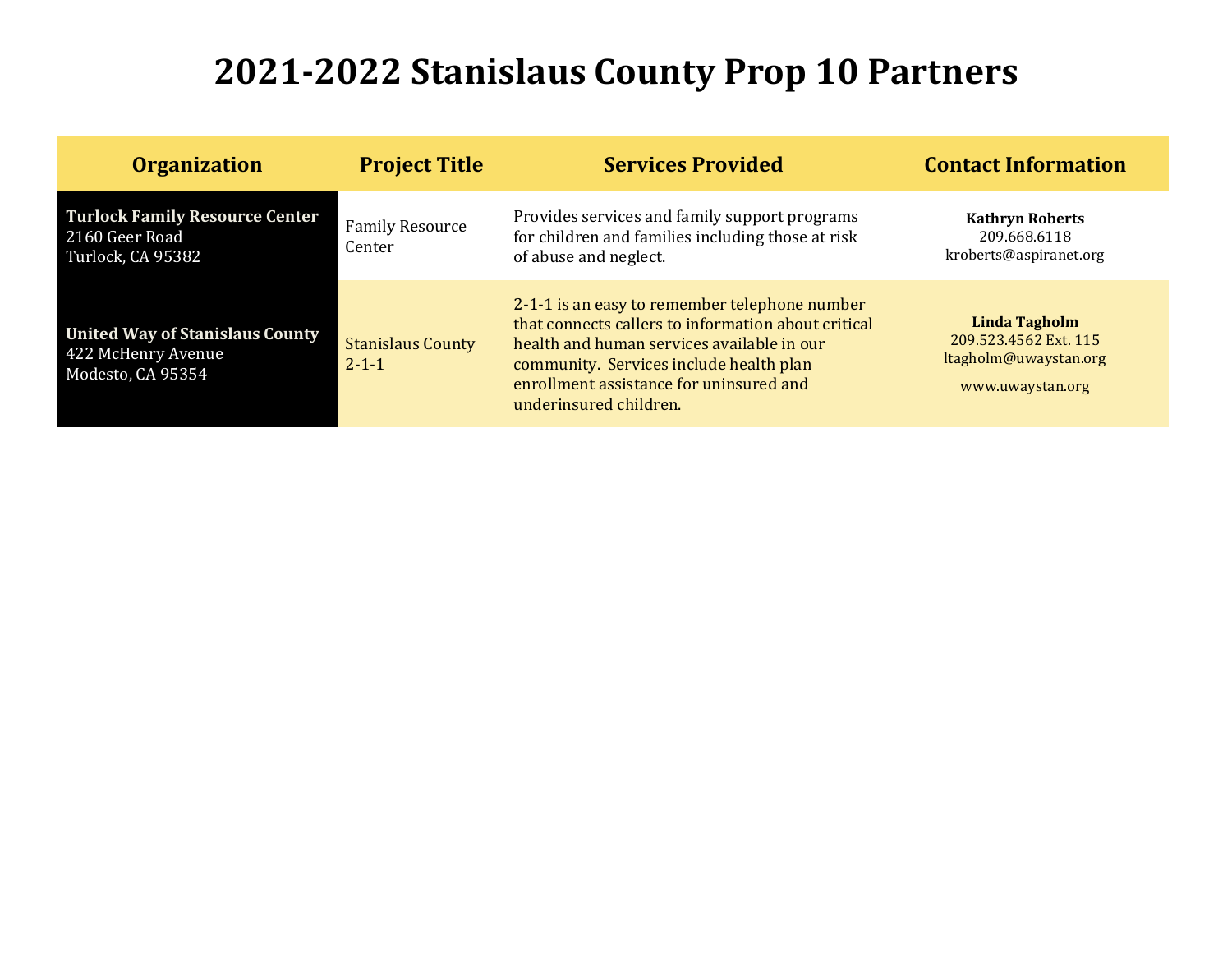# 2021-2022 Stanislaus County Prop 10 Partners

| Organization | Project Title | Services Provided | Contact Information |
|---|---|---|---|
| **Turlock Family Resource Center**<br>2160 Geer Road<br>Turlock, CA 95382 | Family Resource Center | Provides services and family support programs for children and families including those at risk of abuse and neglect. | **Kathryn Roberts**<br>209.668.6118<br>kroberts@aspiranet.org |
| **United Way of Stanislaus County**<br>422 McHenry Avenue<br>Modesto, CA 95354 | Stanislaus County 2-1-1 | 2-1-1 is an easy to remember telephone number that connects callers to information about critical health and human services available in our community. Services include health plan enrollment assistance for uninsured and underinsured children. | **Linda Tagholm**<br>209.523.4562 Ext. 115<br>ltagholm@uwaystan.org<br>www.uwaystan.org |